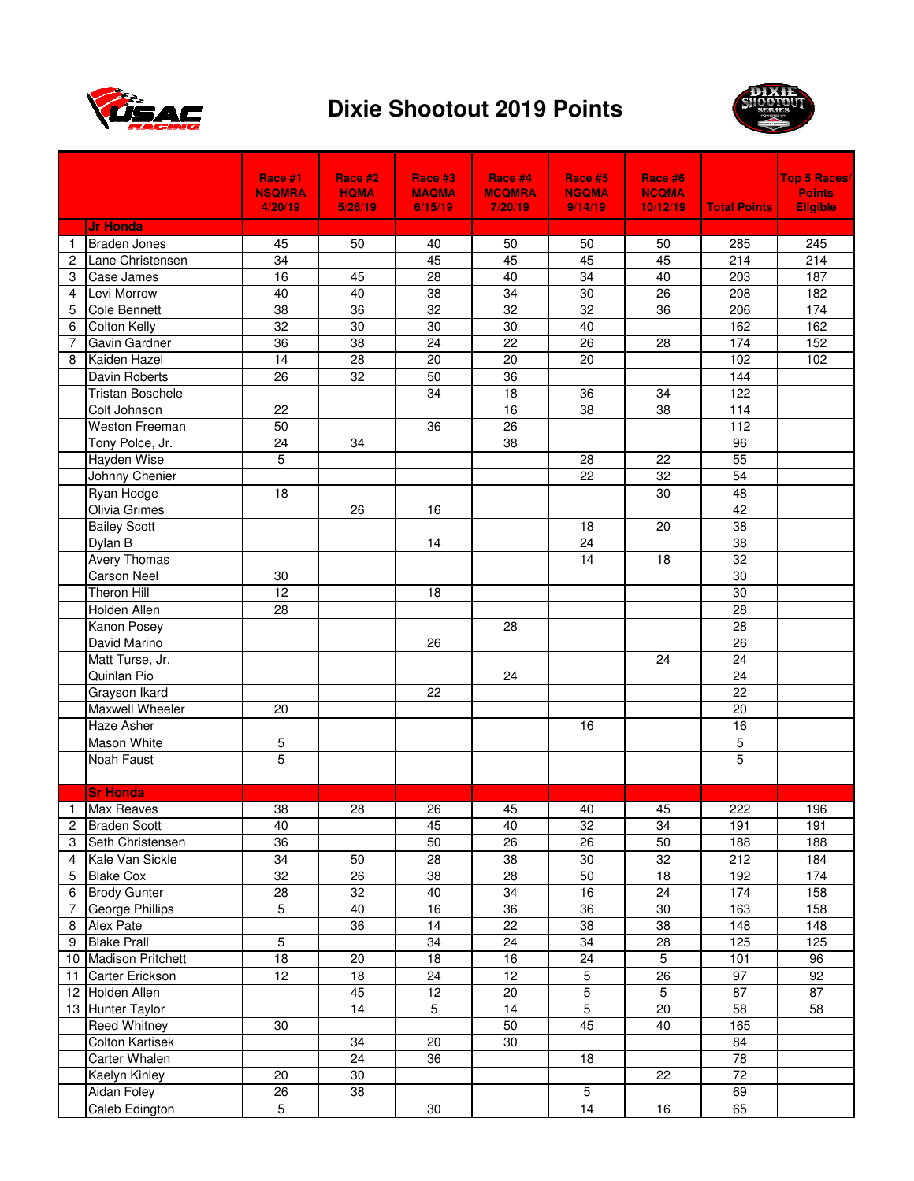# Dixie Shootout 2019 Points

| | | Race #1 NSQMRA 4/20/19 | Race #2 HQMA 5/26/19 | Race #3 MAQMA 6/15/19 | Race #4 MCQMRA 7/20/19 | Race #5 NGQMA 9/14/19 | Race #6 NCQMA 10/12/19 | Total Points | Top 5 Races/ Points Eligible |
|---|---|---|---|---|---|---|---|---|---|
| | **Jr Honda** | | | | | | | | |
| 1 | Braden Jones | 45 | 50 | 40 | 50 | 50 | 50 | 285 | 245 |
| 2 | Lane Christensen | 34 | | 45 | 45 | 45 | 45 | 214 | 214 |
| 3 | Case James | 16 | 45 | 28 | 40 | 34 | 40 | 203 | 187 |
| 4 | Levi Morrow | 40 | 40 | 38 | 34 | 30 | 26 | 208 | 182 |
| 5 | Cole Bennett | 38 | 36 | 32 | 32 | 32 | 36 | 206 | 174 |
| 6 | Colton Kelly | 32 | 30 | 30 | 30 | 40 | | 162 | 162 |
| 7 | Gavin Gardner | 36 | 38 | 24 | 22 | 26 | 28 | 174 | 152 |
| 8 | Kaiden Hazel | 14 | 28 | 20 | 20 | 20 | | 102 | 102 |
| | Davin Roberts | 26 | 32 | 50 | 36 | | | 144 | |
| | Tristan Boschele | | | 34 | 18 | 36 | 34 | 122 | |
| | Colt Johnson | 22 | | | 16 | 38 | 38 | 114 | |
| | Weston Freeman | 50 | | 36 | 26 | | | 112 | |
| | Tony Polce, Jr. | 24 | 34 | | 38 | | | 96 | |
| | Hayden Wise | 5 | | | | 28 | 22 | 55 | |
| | Johnny Chenier | | | | | 22 | 32 | 54 | |
| | Ryan Hodge | 18 | | | | | 30 | 48 | |
| | Olivia Grimes | | 26 | 16 | | | | 42 | |
| | Bailey Scott | | | | | 18 | 20 | 38 | |
| | Dylan B | | | 14 | | 24 | | 38 | |
| | Avery Thomas | | | | | 14 | 18 | 32 | |
| | Carson Neel | 30 | | | | | | 30 | |
| | Theron Hill | 12 | | 18 | | | | 30 | |
| | Holden Allen | 28 | | | | | | 28 | |
| | Kanon Posey | | | | 28 | | | 28 | |
| | David Marino | | | 26 | | | | 26 | |
| | Matt Turse, Jr. | | | | | | 24 | 24 | |
| | Quinlan Pio | | | | 24 | | | 24 | |
| | Grayson Ikard | | | 22 | | | | 22 | |
| | Maxwell Wheeler | 20 | | | | | | 20 | |
| | Haze Asher | | | | | 16 | | 16 | |
| | Mason White | 5 | | | | | | 5 | |
| | Noah Faust | 5 | | | | | | 5 | |
| | | | | | | | | | |
| | **Sr Honda** | | | | | | | | |
| 1 | Max Reaves | 38 | 28 | 26 | 45 | 40 | 45 | 222 | 196 |
| 2 | Braden Scott | 40 | | 45 | 40 | 32 | 34 | 191 | 191 |
| 3 | Seth Christensen | 36 | | 50 | 26 | 26 | 50 | 188 | 188 |
| 4 | Kale Van Sickle | 34 | 50 | 28 | 38 | 30 | 32 | 212 | 184 |
| 5 | Blake Cox | 32 | 26 | 38 | 28 | 50 | 18 | 192 | 174 |
| 6 | Brody Gunter | 28 | 32 | 40 | 34 | 16 | 24 | 174 | 158 |
| 7 | George Phillips | 5 | 40 | 16 | 36 | 36 | 30 | 163 | 158 |
| 8 | Alex Pate | | 36 | 14 | 22 | 38 | 38 | 148 | 148 |
| 9 | Blake Prall | 5 | | 34 | 24 | 34 | 28 | 125 | 125 |
| 10 | Madison Pritchett | 18 | 20 | 18 | 16 | 24 | 5 | 101 | 96 |
| 11 | Carter Erickson | 12 | 18 | 24 | 12 | 5 | 26 | 97 | 92 |
| 12 | Holden Allen | | 45 | 12 | 20 | 5 | 5 | 87 | 87 |
| 13 | Hunter Taylor | | 14 | 5 | 14 | 5 | 20 | 58 | 58 |
| | Reed Whitney | 30 | | | 50 | 45 | 40 | 165 | |
| | Colton Kartisek | | 34 | 20 | 30 | | | 84 | |
| | Carter Whalen | | 24 | 36 | | 18 | | 78 | |
| | Kaelyn Kinley | 20 | 30 | | | | 22 | 72 | |
| | Aidan Foley | 26 | 38 | | | 5 | | 69 | |
| | Caleb Edington | 5 | | 30 | | 14 | 16 | 65 | |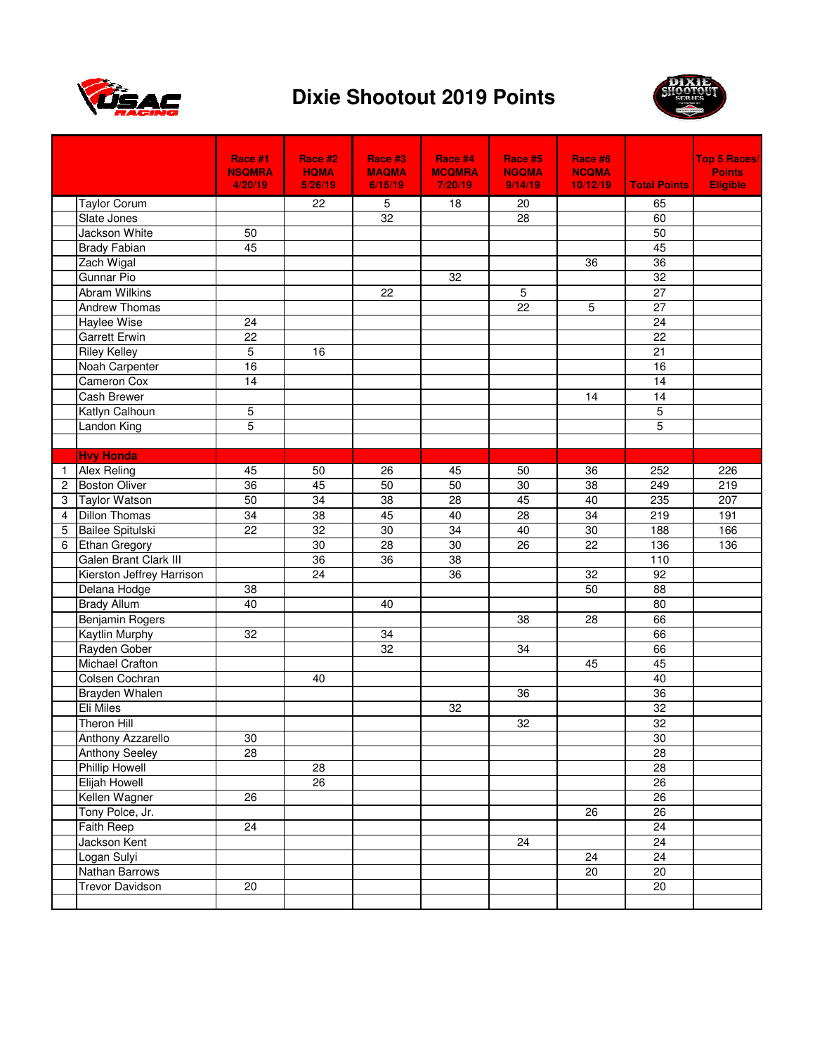# Dixie Shootout 2019 Points

| | | Race #1 NSQMRA 4/20/19 | Race #2 HQMA 5/26/19 | Race #3 MAQMA 6/15/19 | Race #4 MCQMRA 7/20/19 | Race #5 NGQMA 9/14/19 | Race #6 NCQMA 10/12/19 | Total Points | Top 5 Races/ Points Eligible |
|---|---|---|---|---|---|---|---|---|---|
| | Taylor Corum | | 22 | 5 | 18 | 20 | | 65 | |
| | Slate Jones | | | 32 | | 28 | | 60 | |
| | Jackson White | 50 | | | | | | 50 | |
| | Brady Fabian | 45 | | | | | | 45 | |
| | Zach Wigal | | | | | | 36 | 36 | |
| | Gunnar Pio | | | | 32 | | | 32 | |
| | Abram Wilkins | | | 22 | | 5 | | 27 | |
| | Andrew Thomas | | | | | 22 | 5 | 27 | |
| | Haylee Wise | 24 | | | | | | 24 | |
| | Garrett Erwin | 22 | | | | | | 22 | |
| | Riley Kelley | 5 | 16 | | | | | 21 | |
| | Noah Carpenter | 16 | | | | | | 16 | |
| | Cameron Cox | 14 | | | | | | 14 | |
| | Cash Brewer | | | | | | 14 | 14 | |
| | Katlyn Calhoun | 5 | | | | | | 5 | |
| | Landon King | 5 | | | | | | 5 | |
| | | | | | | | | | |
| | **Hvy Honda** | | | | | | | | |
| 1 | Alex Reling | 45 | 50 | 26 | 45 | 50 | 36 | 252 | 226 |
| 2 | Boston Oliver | 36 | 45 | 50 | 50 | 30 | 38 | 249 | 219 |
| 3 | Taylor Watson | 50 | 34 | 38 | 28 | 45 | 40 | 235 | 207 |
| 4 | Dillon Thomas | 34 | 38 | 45 | 40 | 28 | 34 | 219 | 191 |
| 5 | Bailee Spitulski | 22 | 32 | 30 | 34 | 40 | 30 | 188 | 166 |
| 6 | Ethan Gregory | | 30 | 28 | 30 | 26 | 22 | 136 | 136 |
| | Galen Brant Clark III | | 36 | 36 | 38 | | | 110 | |
| | Kierston Jeffrey Harrison | | 24 | | 36 | | 32 | 92 | |
| | Delana Hodge | 38 | | | | | 50 | 88 | |
| | Brady Allum | 40 | | 40 | | | | 80 | |
| | Benjamin Rogers | | | | | 38 | 28 | 66 | |
| | Kaytlin Murphy | 32 | | 34 | | | | 66 | |
| | Rayden Gober | | | 32 | | 34 | | 66 | |
| | Michael Crafton | | | | | | 45 | 45 | |
| | Colsen Cochran | | 40 | | | | | 40 | |
| | Brayden Whalen | | | | | 36 | | 36 | |
| | Eli Miles | | | | 32 | | | 32 | |
| | Theron Hill | | | | | 32 | | 32 | |
| | Anthony Azzarello | 30 | | | | | | 30 | |
| | Anthony Seeley | 28 | | | | | | 28 | |
| | Phillip Howell | | 28 | | | | | 28 | |
| | Elijah Howell | | 26 | | | | | 26 | |
| | Kellen Wagner | 26 | | | | | | 26 | |
| | Tony Polce, Jr. | | | | | | 26 | 26 | |
| | Faith Reep | 24 | | | | | | 24 | |
| | Jackson Kent | | | | | 24 | | 24 | |
| | Logan Sulyi | | | | | | 24 | 24 | |
| | Nathan Barrows | | | | | | 20 | 20 | |
| | Trevor Davidson | 20 | | | | | | 20 | |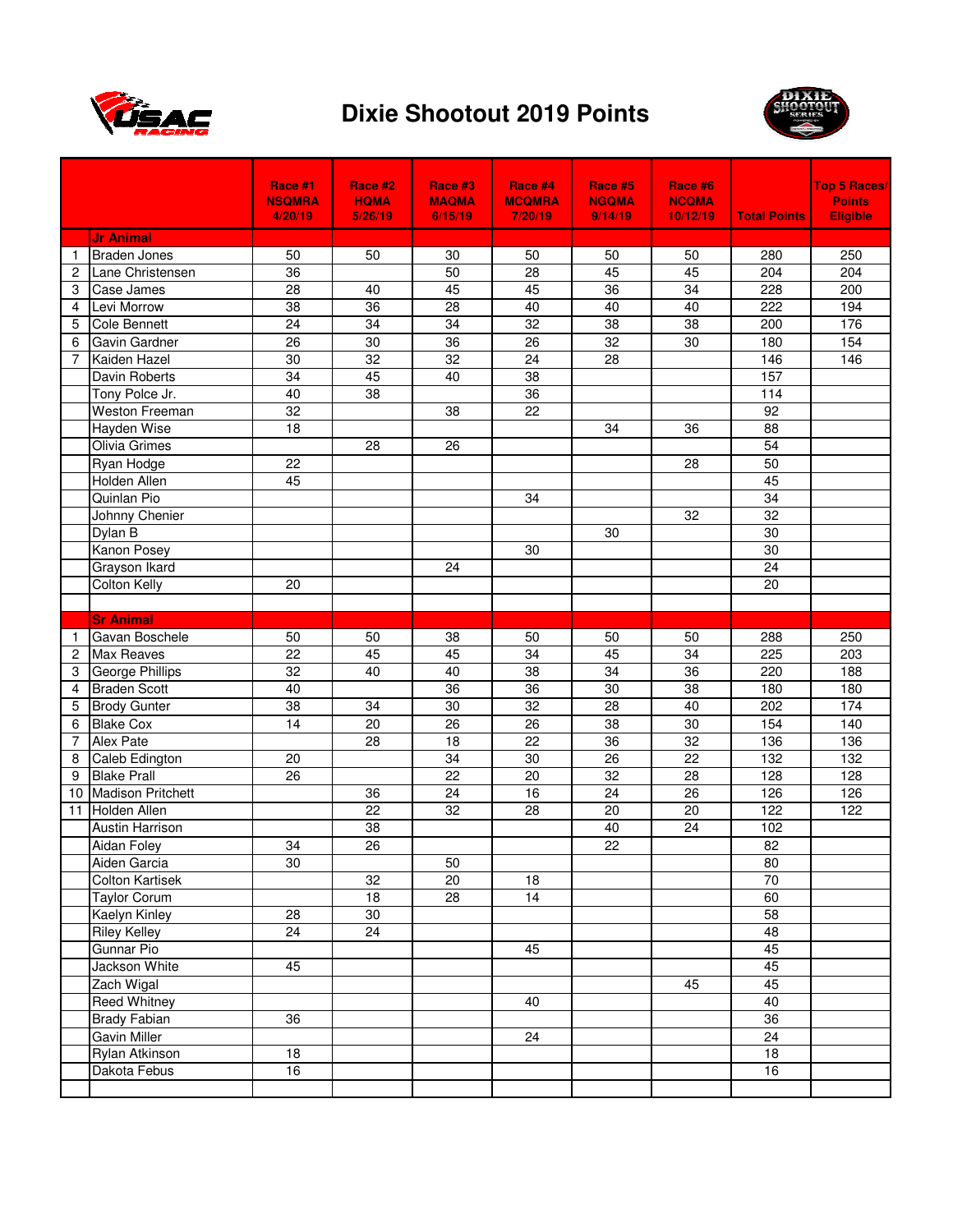# Dixie Shootout 2019 Points

| | | Race #1 NSQMRA 4/20/19 | Race #2 HQMA 5/26/19 | Race #3 MAQMA 6/15/19 | Race #4 MCQMRA 7/20/19 | Race #5 NGQMA 9/14/19 | Race #6 NCQMA 10/12/19 | Total Points | Top 5 Races/ Points Eligible |
|---|---|---|---|---|---|---|---|---|---|
| | **Jr Animal** | | | | | | | | |
| 1 | Braden Jones | 50 | 50 | 30 | 50 | 50 | 50 | 280 | 250 |
| 2 | Lane Christensen | 36 | | 50 | 28 | 45 | 45 | 204 | 204 |
| 3 | Case James | 28 | 40 | 45 | 45 | 36 | 34 | 228 | 200 |
| 4 | Levi Morrow | 38 | 36 | 28 | 40 | 40 | 40 | 222 | 194 |
| 5 | Cole Bennett | 24 | 34 | 34 | 32 | 38 | 38 | 200 | 176 |
| 6 | Gavin Gardner | 26 | 30 | 36 | 26 | 32 | 30 | 180 | 154 |
| 7 | Kaiden Hazel | 30 | 32 | 32 | 24 | 28 | | 146 | 146 |
| | Davin Roberts | 34 | 45 | 40 | 38 | | | 157 | |
| | Tony Polce Jr. | 40 | 38 | | 36 | | | 114 | |
| | Weston Freeman | 32 | | 38 | 22 | | | 92 | |
| | Hayden Wise | 18 | | | | 34 | 36 | 88 | |
| | Olivia Grimes | | 28 | 26 | | | | 54 | |
| | Ryan Hodge | 22 | | | | | 28 | 50 | |
| | Holden Allen | 45 | | | | | | 45 | |
| | Quinlan Pio | | | | 34 | | | 34 | |
| | Johnny Chenier | | | | | | 32 | 32 | |
| | Dylan B | | | | | 30 | | 30 | |
| | Kanon Posey | | | | 30 | | | 30 | |
| | Grayson Ikard | | | 24 | | | | 24 | |
| | Colton Kelly | 20 | | | | | | 20 | |
| | | | | | | | | | |
| | **Sr Animal** | | | | | | | | |
| 1 | Gavan Boschele | 50 | 50 | 38 | 50 | 50 | 50 | 288 | 250 |
| 2 | Max Reaves | 22 | 45 | 45 | 34 | 45 | 34 | 225 | 203 |
| 3 | George Phillips | 32 | 40 | 40 | 38 | 34 | 36 | 220 | 188 |
| 4 | Braden Scott | 40 | | 36 | 36 | 30 | 38 | 180 | 180 |
| 5 | Brody Gunter | 38 | 34 | 30 | 32 | 28 | 40 | 202 | 174 |
| 6 | Blake Cox | 14 | 20 | 26 | 26 | 38 | 30 | 154 | 140 |
| 7 | Alex Pate | | 28 | 18 | 22 | 36 | 32 | 136 | 136 |
| 8 | Caleb Edington | 20 | | 34 | 30 | 26 | 22 | 132 | 132 |
| 9 | Blake Prall | 26 | | 22 | 20 | 32 | 28 | 128 | 128 |
| 10 | Madison Pritchett | | 36 | 24 | 16 | 24 | 26 | 126 | 126 |
| 11 | Holden Allen | | 22 | 32 | 28 | 20 | 20 | 122 | 122 |
| | Austin Harrison | | 38 | | | 40 | 24 | 102 | |
| | Aidan Foley | 34 | 26 | | | 22 | | 82 | |
| | Aiden Garcia | 30 | | 50 | | | | 80 | |
| | Colton Kartisek | | 32 | 20 | 18 | | | 70 | |
| | Taylor Corum | | 18 | 28 | 14 | | | 60 | |
| | Kaelyn Kinley | 28 | 30 | | | | | 58 | |
| | Riley Kelley | 24 | 24 | | | | | 48 | |
| | Gunnar Pio | | | | 45 | | | 45 | |
| | Jackson White | 45 | | | | | | 45 | |
| | Zach Wigal | | | | | | 45 | 45 | |
| | Reed Whitney | | | | 40 | | | 40 | |
| | Brady Fabian | 36 | | | | | | 36 | |
| | Gavin Miller | | | | 24 | | | 24 | |
| | Rylan Atkinson | 18 | | | | | | 18 | |
| | Dakota Febus | 16 | | | | | | 16 | |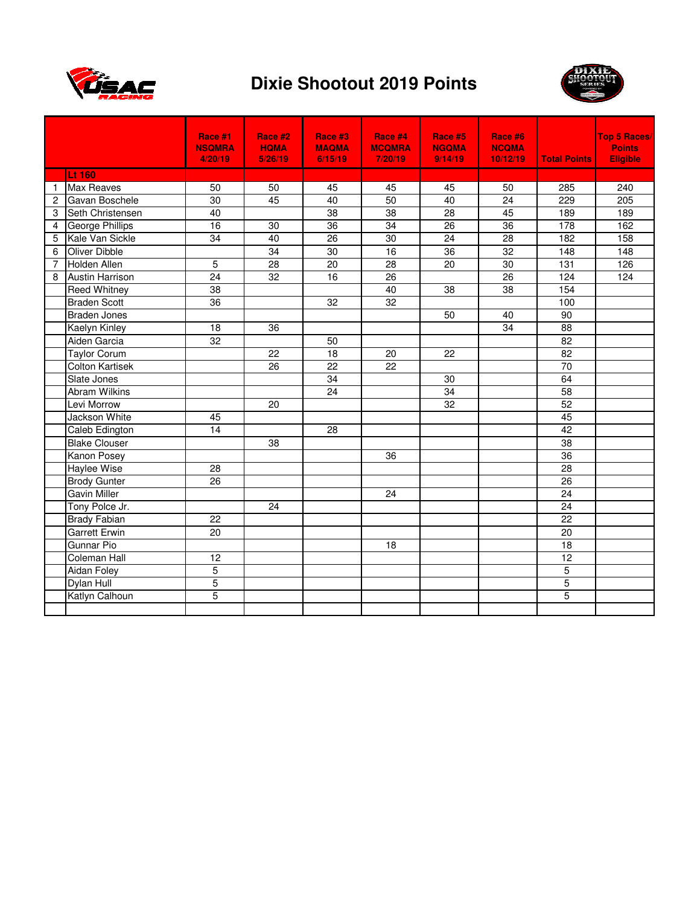# Dixie Shootout 2019 Points

| | | Race #1 NSQMRA 4/20/19 | Race #2 HQMA 5/26/19 | Race #3 MAQMA 6/15/19 | Race #4 MCQMRA 7/20/19 | Race #5 NGQMA 9/14/19 | Race #6 NCQMA 10/12/19 | Total Points | Top 5 Races/ Points Eligible |
|---|---|---|---|---|---|---|---|---|---|
| | **Lt 160** | | | | | | | | |
| 1 | Max Reaves | 50 | 50 | 45 | 45 | 45 | 50 | 285 | 240 |
| 2 | Gavan Boschele | 30 | 45 | 40 | 50 | 40 | 24 | 229 | 205 |
| 3 | Seth Christensen | 40 | | 38 | 38 | 28 | 45 | 189 | 189 |
| 4 | George Phillips | 16 | 30 | 36 | 34 | 26 | 36 | 178 | 162 |
| 5 | Kale Van Sickle | 34 | 40 | 26 | 30 | 24 | 28 | 182 | 158 |
| 6 | Oliver Dibble | | 34 | 30 | 16 | 36 | 32 | 148 | 148 |
| 7 | Holden Allen | 5 | 28 | 20 | 28 | 20 | 30 | 131 | 126 |
| 8 | Austin Harrison | 24 | 32 | 16 | 26 | | 26 | 124 | 124 |
| | Reed Whitney | 38 | | | 40 | 38 | 38 | 154 | |
| | Braden Scott | 36 | | 32 | 32 | | | 100 | |
| | Braden Jones | | | | | 50 | 40 | 90 | |
| | Kaelyn Kinley | 18 | 36 | | | | 34 | 88 | |
| | Aiden Garcia | 32 | | 50 | | | | 82 | |
| | Taylor Corum | | 22 | 18 | 20 | 22 | | 82 | |
| | Colton Kartisek | | 26 | 22 | 22 | | | 70 | |
| | Slate Jones | | | 34 | | 30 | | 64 | |
| | Abram Wilkins | | | 24 | | 34 | | 58 | |
| | Levi Morrow | | 20 | | | 32 | | 52 | |
| | Jackson White | 45 | | | | | | 45 | |
| | Caleb Edington | 14 | | 28 | | | | 42 | |
| | Blake Clouser | | 38 | | | | | 38 | |
| | Kanon Posey | | | | 36 | | | 36 | |
| | Haylee Wise | 28 | | | | | | 28 | |
| | Brody Gunter | 26 | | | | | | 26 | |
| | Gavin Miller | | | | 24 | | | 24 | |
| | Tony Polce Jr. | | 24 | | | | | 24 | |
| | Brady Fabian | 22 | | | | | | 22 | |
| | Garrett Erwin | 20 | | | | | | 20 | |
| | Gunnar Pio | | | | 18 | | | 18 | |
| | Coleman Hall | 12 | | | | | | 12 | |
| | Aidan Foley | 5 | | | | | | 5 | |
| | Dylan Hull | 5 | | | | | | 5 | |
| | Katlyn Calhoun | 5 | | | | | | 5 | |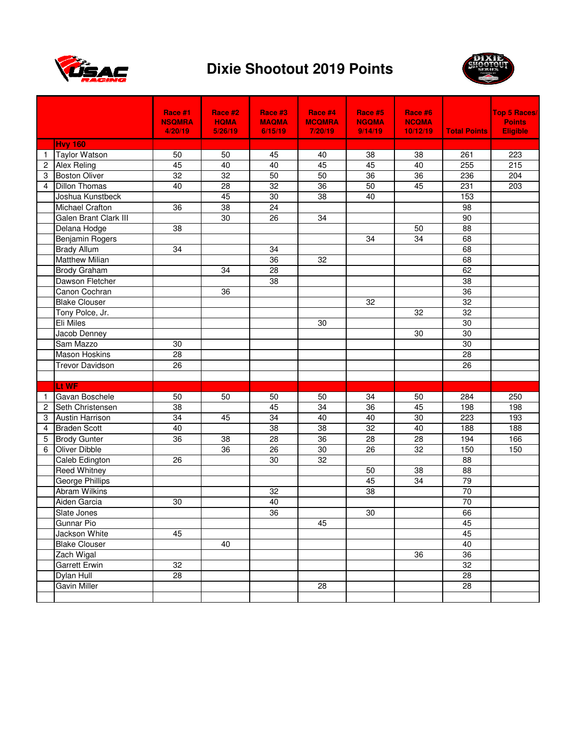# Dixie Shootout 2019 Points

| | | Race #1 NSQMRA 4/20/19 | Race #2 HQMA 5/26/19 | Race #3 MAQMA 6/15/19 | Race #4 MCQMRA 7/20/19 | Race #5 NGQMA 9/14/19 | Race #6 NCQMA 10/12/19 | Total Points | Top 5 Races/ Points Eligible |
|---|---|---|---|---|---|---|---|---|---|
| | **Hvy 160** | | | | | | | | |
| 1 | Taylor Watson | 50 | 50 | 45 | 40 | 38 | 38 | 261 | 223 |
| 2 | Alex Reling | 45 | 40 | 40 | 45 | 45 | 40 | 255 | 215 |
| 3 | Boston Oliver | 32 | 32 | 50 | 50 | 36 | 36 | 236 | 204 |
| 4 | Dillon Thomas | 40 | 28 | 32 | 36 | 50 | 45 | 231 | 203 |
| | Joshua Kunstbeck | | 45 | 30 | 38 | 40 | | 153 | |
| | Michael Crafton | 36 | 38 | 24 | | | | 98 | |
| | Galen Brant Clark III | | 30 | 26 | 34 | | | 90 | |
| | Delana Hodge | 38 | | | | | 50 | 88 | |
| | Benjamin Rogers | | | | | 34 | 34 | 68 | |
| | Brady Allum | 34 | | 34 | | | | 68 | |
| | Matthew Milian | | | 36 | 32 | | | 68 | |
| | Brody Graham | | 34 | 28 | | | | 62 | |
| | Dawson Fletcher | | | 38 | | | | 38 | |
| | Canon Cochran | | 36 | | | | | 36 | |
| | Blake Clouser | | | | | 32 | | 32 | |
| | Tony Polce, Jr. | | | | | | 32 | 32 | |
| | Eli Miles | | | | 30 | | | 30 | |
| | Jacob Denney | | | | | | 30 | 30 | |
| | Sam Mazzo | 30 | | | | | | 30 | |
| | Mason Hoskins | 28 | | | | | | 28 | |
| | Trevor Davidson | 26 | | | | | | 26 | |
| | | | | | | | | | |
| | **Lt WF** | | | | | | | | |
| 1 | Gavan Boschele | 50 | 50 | 50 | 50 | 34 | 50 | 284 | 250 |
| 2 | Seth Christensen | 38 | | 45 | 34 | 36 | 45 | 198 | 198 |
| 3 | Austin Harrison | 34 | 45 | 34 | 40 | 40 | 30 | 223 | 193 |
| 4 | Braden Scott | 40 | | 38 | 38 | 32 | 40 | 188 | 188 |
| 5 | Brody Gunter | 36 | 38 | 28 | 36 | 28 | 28 | 194 | 166 |
| 6 | Oliver Dibble | | 36 | 26 | 30 | 26 | 32 | 150 | 150 |
| | Caleb Edington | 26 | | 30 | 32 | | | 88 | |
| | Reed Whitney | | | | | 50 | 38 | 88 | |
| | George Phillips | | | | | 45 | 34 | 79 | |
| | Abram Wilkins | | | 32 | | 38 | | 70 | |
| | Aiden Garcia | 30 | | 40 | | | | 70 | |
| | Slate Jones | | | 36 | | 30 | | 66 | |
| | Gunnar Pio | | | | 45 | | | 45 | |
| | Jackson White | 45 | | | | | | 45 | |
| | Blake Clouser | | 40 | | | | | 40 | |
| | Zach Wigal | | | | | | 36 | 36 | |
| | Garrett Erwin | 32 | | | | | | 32 | |
| | Dylan Hull | 28 | | | | | | 28 | |
| | Gavin Miller | | | | 28 | | | 28 | |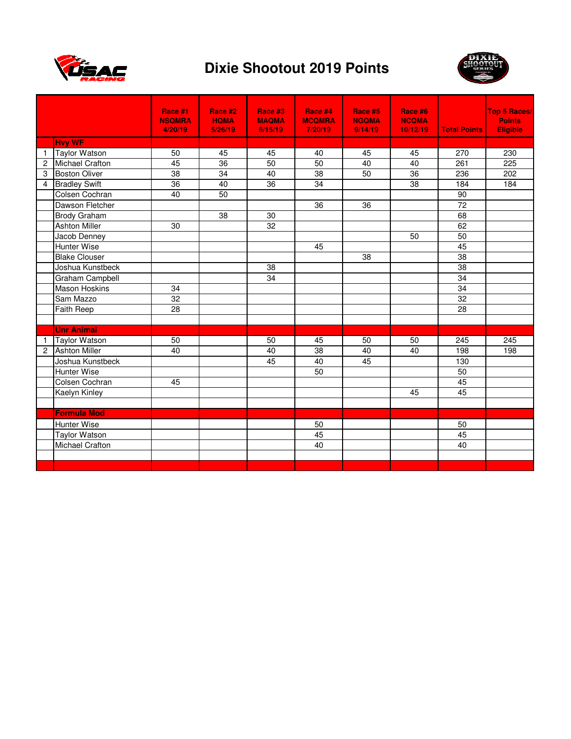# Dixie Shootout 2019 Points

| | | Race #1 NSQMRA 4/20/19 | Race #2 HQMA 5/26/19 | Race #3 MAQMA 6/15/19 | Race #4 MCQMRA 7/20/19 | Race #5 NGQMA 9/14/19 | Race #6 NCQMA 10/12/19 | Total Points | Top 5 Races/ Points Eligible |
|---|---|---|---|---|---|---|---|---|---|
| | **Hvy WF** | | | | | | | | |
| 1 | Taylor Watson | 50 | 45 | 45 | 40 | 45 | 45 | 270 | 230 |
| 2 | Michael Crafton | 45 | 36 | 50 | 50 | 40 | 40 | 261 | 225 |
| 3 | Boston Oliver | 38 | 34 | 40 | 38 | 50 | 36 | 236 | 202 |
| 4 | Bradley Swift | 36 | 40 | 36 | 34 | | 38 | 184 | 184 |
| | Colsen Cochran | 40 | 50 | | | | | 90 | |
| | Dawson Fletcher | | | | 36 | 36 | | 72 | |
| | Brody Graham | | 38 | 30 | | | | 68 | |
| | Ashton Miller | 30 | | 32 | | | | 62 | |
| | Jacob Denney | | | | | | 50 | 50 | |
| | Hunter Wise | | | | 45 | | | 45 | |
| | Blake Clouser | | | | | 38 | | 38 | |
| | Joshua Kunstbeck | | | 38 | | | | 38 | |
| | Graham Campbell | | | 34 | | | | 34 | |
| | Mason Hoskins | 34 | | | | | | 34 | |
| | Sam Mazzo | 32 | | | | | | 32 | |
| | Faith Reep | 28 | | | | | | 28 | |
| | | | | | | | | | |
| | **Unr Animal** | | | | | | | | |
| 1 | Taylor Watson | 50 | | 50 | 45 | 50 | 50 | 245 | 245 |
| 2 | Ashton Miller | 40 | | 40 | 38 | 40 | 40 | 198 | 198 |
| | Joshua Kunstbeck | | | 45 | 40 | 45 | | 130 | |
| | Hunter Wise | | | | 50 | | | 50 | |
| | Colsen Cochran | 45 | | | | | | 45 | |
| | Kaelyn Kinley | | | | | | 45 | 45 | |
| | | | | | | | | | |
| | **Formula Mod** | | | | | | | | |
| | Hunter Wise | | | | 50 | | | 50 | |
| | Taylor Watson | | | | 45 | | | 45 | |
| | Michael Crafton | | | | 40 | | | 40 | |